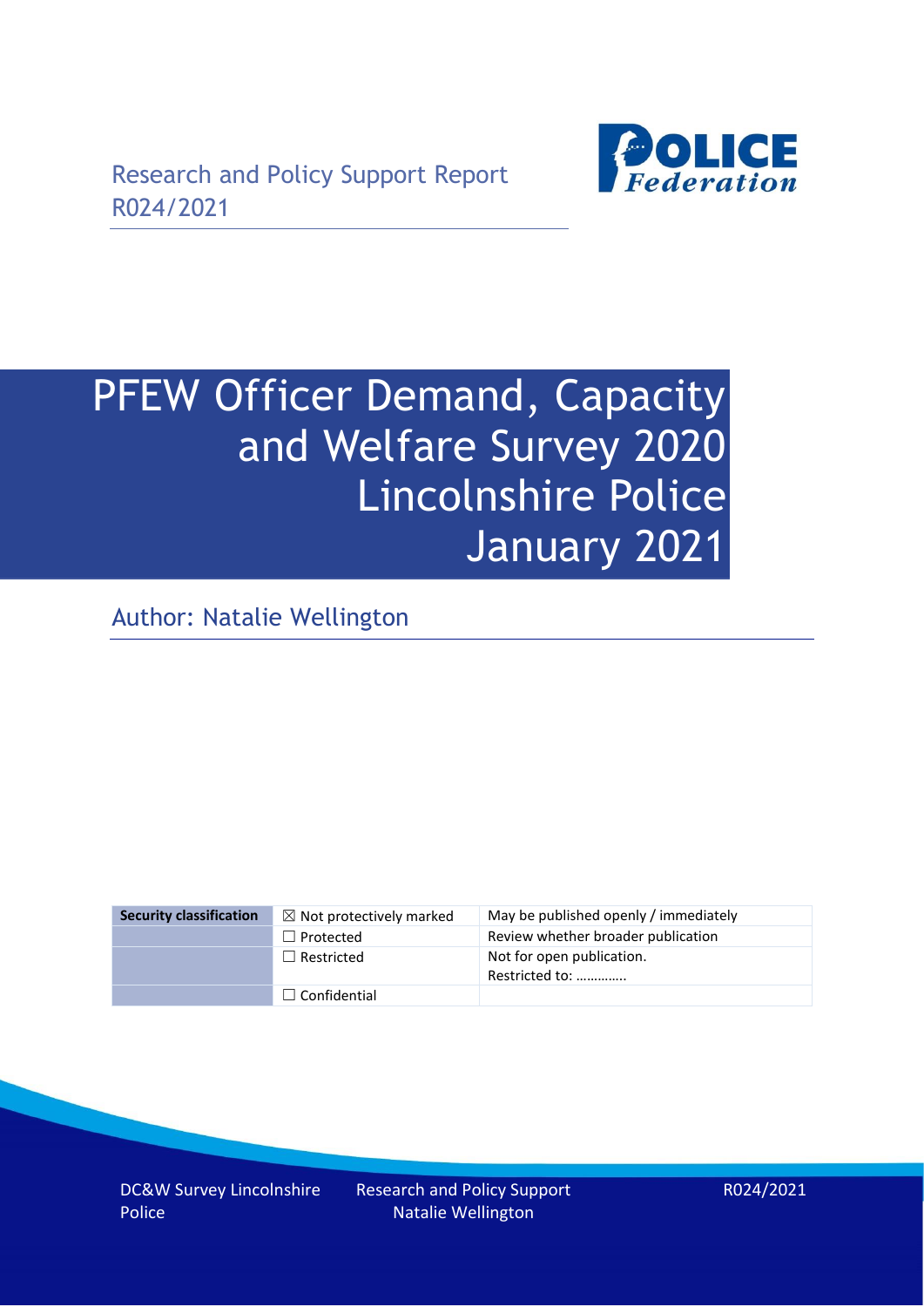Research and Policy Support Report
R024/2021

# PFEW Officer Demand, Capacity and Welfare Survey 2020 Lincolnshire Police January 2021

Author: Natalie Wellington

| Security classification | ☒ Not protectively marked | May be published openly / immediately |
|---|---|---|
| | ☐ Protected | Review whether broader publication |
| | ☐ Restricted | Not for open publication. Restricted to: …………. |
| | ☐ Confidential | |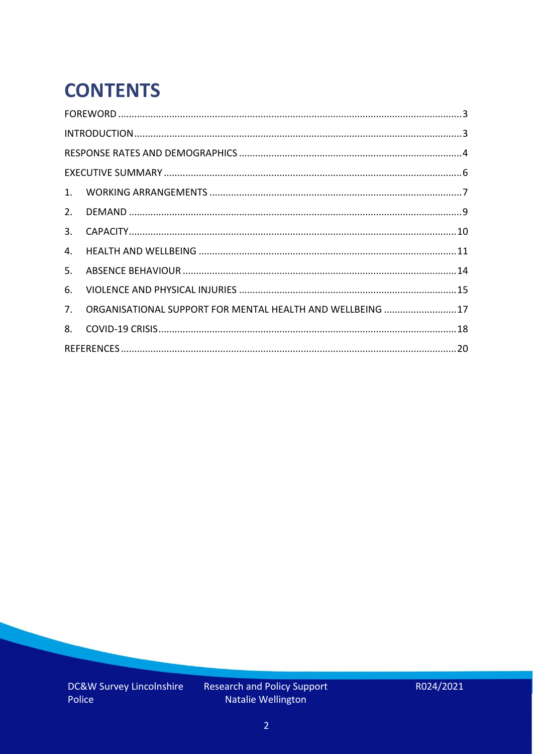# CONTENTS

FOREWORD .......... 3

INTRODUCTION .......... 3

RESPONSE RATES AND DEMOGRAPHICS .......... 4

EXECUTIVE SUMMARY .......... 6

1. WORKING ARRANGEMENTS .......... 7
2. DEMAND .......... 9
3. CAPACITY .......... 10
4. HEALTH AND WELLBEING .......... 11
5. ABSENCE BEHAVIOUR .......... 14
6. VIOLENCE AND PHYSICAL INJURIES .......... 15
7. ORGANISATIONAL SUPPORT FOR MENTAL HEALTH AND WELLBEING .......... 17
8. COVID-19 CRISIS .......... 18

REFERENCES .......... 20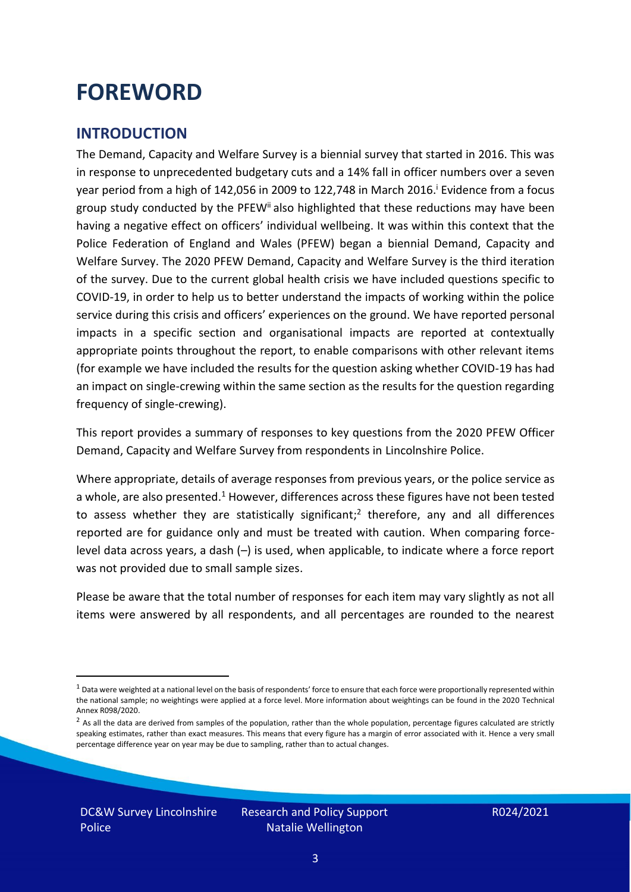# FOREWORD

## INTRODUCTION

The Demand, Capacity and Welfare Survey is a biennial survey that started in 2016. This was in response to unprecedented budgetary cuts and a 14% fall in officer numbers over a seven year period from a high of 142,056 in 2009 to 122,748 in March 2016.[i] Evidence from a focus group study conducted by the PFEW[ii] also highlighted that these reductions may have been having a negative effect on officers' individual wellbeing. It was within this context that the Police Federation of England and Wales (PFEW) began a biennial Demand, Capacity and Welfare Survey. The 2020 PFEW Demand, Capacity and Welfare Survey is the third iteration of the survey. Due to the current global health crisis we have included questions specific to COVID-19, in order to help us to better understand the impacts of working within the police service during this crisis and officers' experiences on the ground. We have reported personal impacts in a specific section and organisational impacts are reported at contextually appropriate points throughout the report, to enable comparisons with other relevant items (for example we have included the results for the question asking whether COVID-19 has had an impact on single-crewing within the same section as the results for the question regarding frequency of single-crewing).

This report provides a summary of responses to key questions from the 2020 PFEW Officer Demand, Capacity and Welfare Survey from respondents in Lincolnshire Police.

Where appropriate, details of average responses from previous years, or the police service as a whole, are also presented.[1] However, differences across these figures have not been tested to assess whether they are statistically significant;[2] therefore, any and all differences reported are for guidance only and must be treated with caution. When comparing force-level data across years, a dash (–) is used, when applicable, to indicate where a force report was not provided due to small sample sizes.

Please be aware that the total number of responses for each item may vary slightly as not all items were answered by all respondents, and all percentages are rounded to the nearest

[1] Data were weighted at a national level on the basis of respondents' force to ensure that each force were proportionally represented within the national sample; no weightings were applied at a force level. More information about weightings can be found in the 2020 Technical Annex R098/2020.

[2] As all the data are derived from samples of the population, rather than the whole population, percentage figures calculated are strictly speaking estimates, rather than exact measures. This means that every figure has a margin of error associated with it. Hence a very small percentage difference year on year may be due to sampling, rather than to actual changes.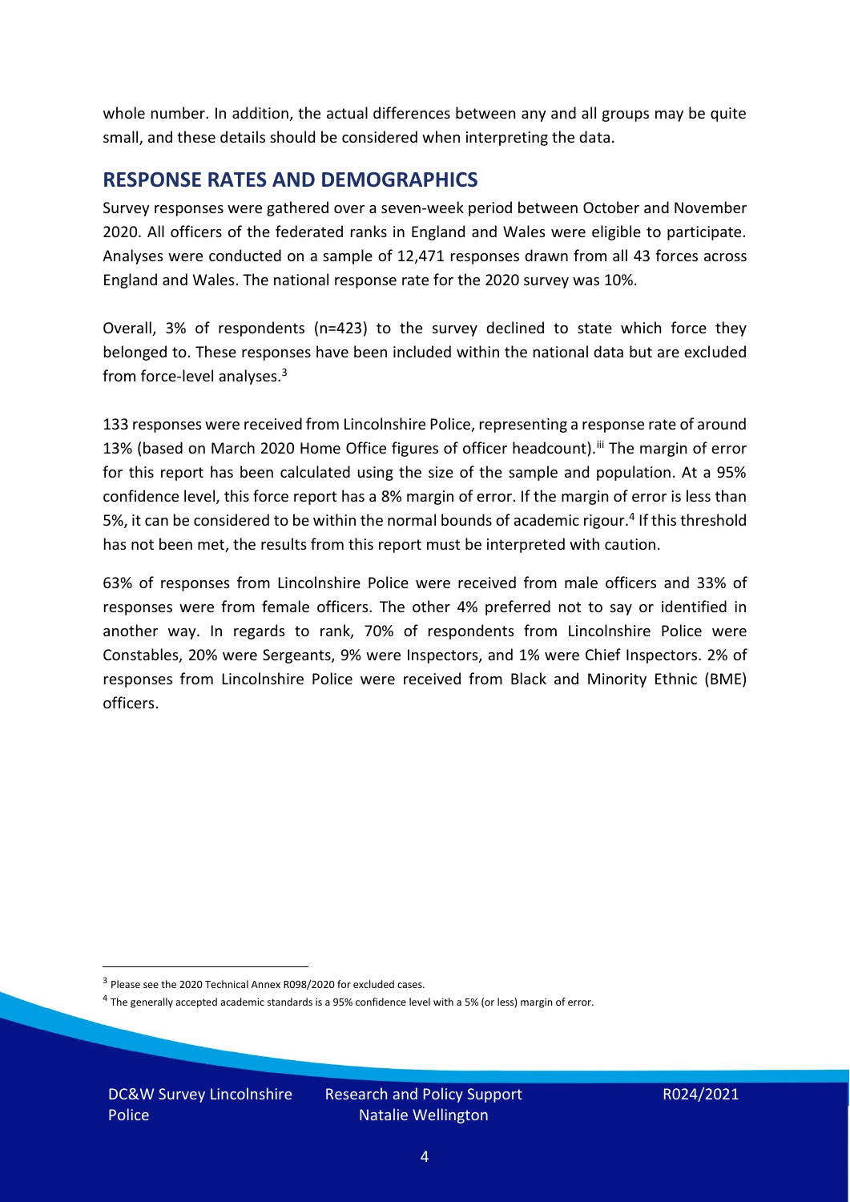whole number. In addition, the actual differences between any and all groups may be quite small, and these details should be considered when interpreting the data.

## RESPONSE RATES AND DEMOGRAPHICS

Survey responses were gathered over a seven-week period between October and November 2020. All officers of the federated ranks in England and Wales were eligible to participate. Analyses were conducted on a sample of 12,471 responses drawn from all 43 forces across England and Wales. The national response rate for the 2020 survey was 10%.

Overall, 3% of respondents (n=423) to the survey declined to state which force they belonged to. These responses have been included within the national data but are excluded from force-level analyses.[3]

133 responses were received from Lincolnshire Police, representing a response rate of around 13% (based on March 2020 Home Office figures of officer headcount).[iii] The margin of error for this report has been calculated using the size of the sample and population. At a 95% confidence level, this force report has a 8% margin of error. If the margin of error is less than 5%, it can be considered to be within the normal bounds of academic rigour.[4] If this threshold has not been met, the results from this report must be interpreted with caution.

63% of responses from Lincolnshire Police were received from male officers and 33% of responses were from female officers. The other 4% preferred not to say or identified in another way. In regards to rank, 70% of respondents from Lincolnshire Police were Constables, 20% were Sergeants, 9% were Inspectors, and 1% were Chief Inspectors. 2% of responses from Lincolnshire Police were received from Black and Minority Ethnic (BME) officers.

[3] Please see the 2020 Technical Annex R098/2020 for excluded cases.

[4] The generally accepted academic standards is a 95% confidence level with a 5% (or less) margin of error.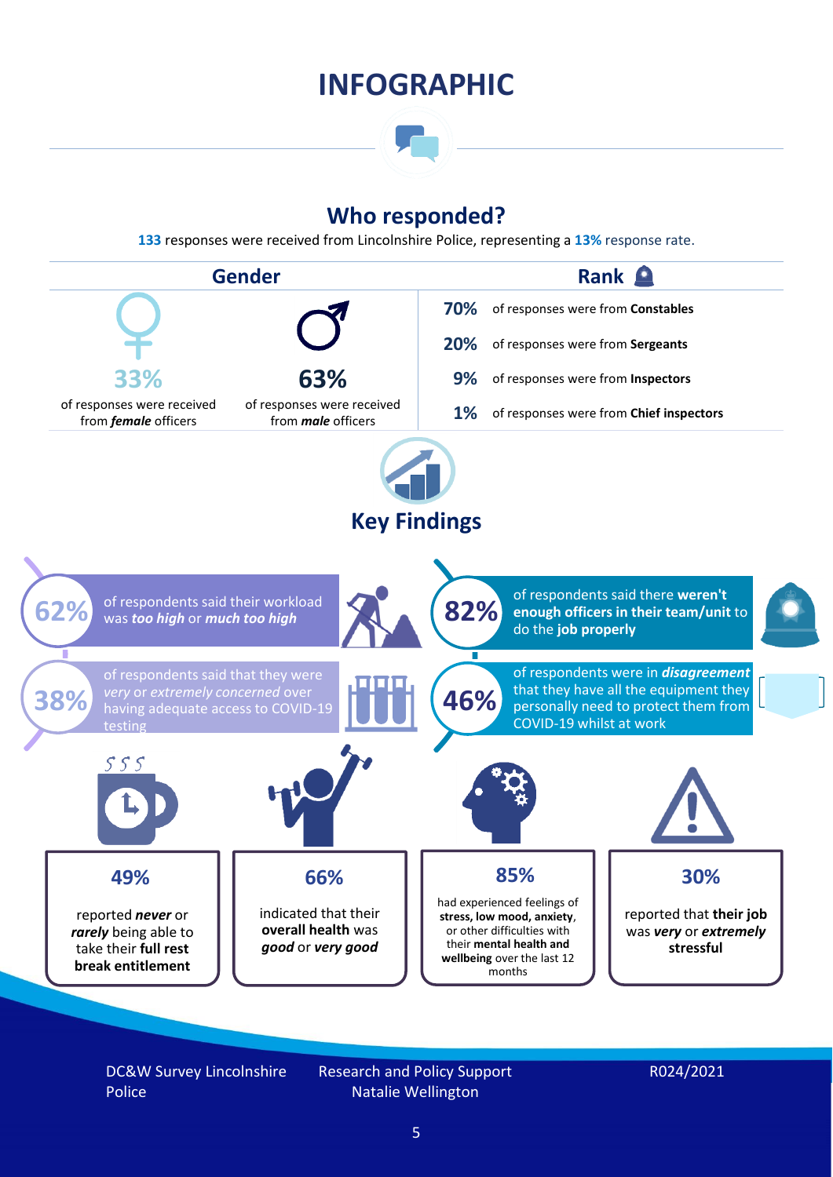# INFOGRAPHIC

## Who responded?

**133** responses were received from Lincolnshire Police, representing a **13%** response rate.

### Gender

**33%** of responses were received from ***female*** officers

**63%** of responses were received from ***male*** officers

### Rank

**70%** of responses were from **Constables**

**20%** of responses were from **Sergeants**

**9%** of responses were from **Inspectors**

**1%** of responses were from **Chief inspectors**

## Key Findings

**62%** of respondents said their workload was ***too high*** or ***much too high***

**82%** of respondents said there **weren't enough officers in their team/unit** to do the **job properly**

**38%** of respondents said that they were *very* or *extremely concerned* over having adequate access to COVID-19 testing

**46%** of respondents were in ***disagreement*** that they have all the equipment they personally need to protect them from COVID-19 whilst at work

**49%** reported ***never*** or ***rarely*** being able to take their **full rest break entitlement**

**66%** indicated that their **overall health** was ***good*** or ***very good***

**85%** had experienced feelings of **stress, low mood, anxiety**, or other difficulties with their **mental health and wellbeing** over the last 12 months

**30%** reported that **their job** was ***very*** or ***extremely*** **stressful**

DC&W Survey Lincolnshire Police | Research and Policy Support Natalie Wellington | R024/2021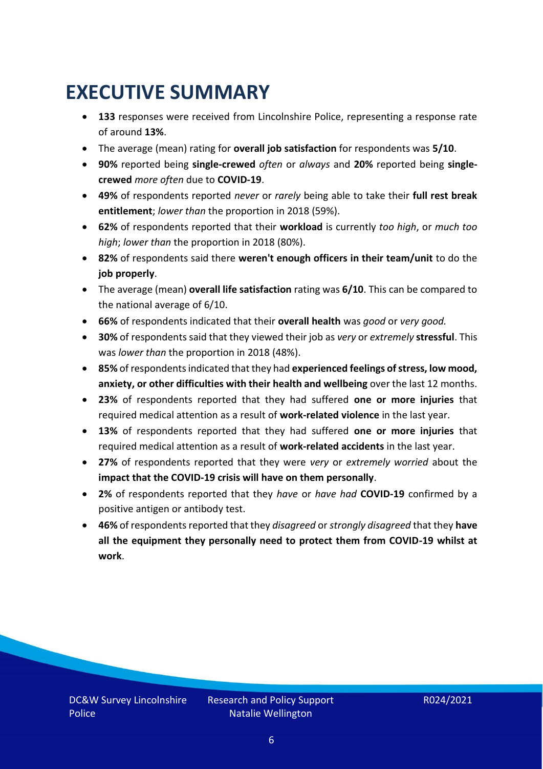# EXECUTIVE SUMMARY

- **133** responses were received from Lincolnshire Police, representing a response rate of around **13%**.
- The average (mean) rating for **overall job satisfaction** for respondents was **5/10**.
- **90%** reported being **single-crewed** *often* or *always* and **20%** reported being **single-crewed** *more often* due to **COVID-19**.
- **49%** of respondents reported *never* or *rarely* being able to take their **full rest break entitlement**; *lower than* the proportion in 2018 (59%).
- **62%** of respondents reported that their **workload** is currently *too high*, or *much too high*; *lower than* the proportion in 2018 (80%).
- **82%** of respondents said there **weren't enough officers in their team/unit** to do the **job properly**.
- The average (mean) **overall life satisfaction** rating was **6/10**. This can be compared to the national average of 6/10.
- **66%** of respondents indicated that their **overall health** was *good* or *very good.*
- **30%** of respondents said that they viewed their job as *very* or *extremely* **stressful**. This was *lower than* the proportion in 2018 (48%).
- **85%** of respondents indicated that they had **experienced feelings of stress, low mood, anxiety, or other difficulties with their health and wellbeing** over the last 12 months.
- **23%** of respondents reported that they had suffered **one or more injuries** that required medical attention as a result of **work-related violence** in the last year.
- **13%** of respondents reported that they had suffered **one or more injuries** that required medical attention as a result of **work-related accidents** in the last year.
- **27%** of respondents reported that they were *very* or *extremely worried* about the **impact that the COVID-19 crisis will have on them personally**.
- **2%** of respondents reported that they *have* or *have had* **COVID-19** confirmed by a positive antigen or antibody test.
- **46%** of respondents reported that they *disagreed* or *strongly disagreed* that they **have all the equipment they personally need to protect them from COVID-19 whilst at work**.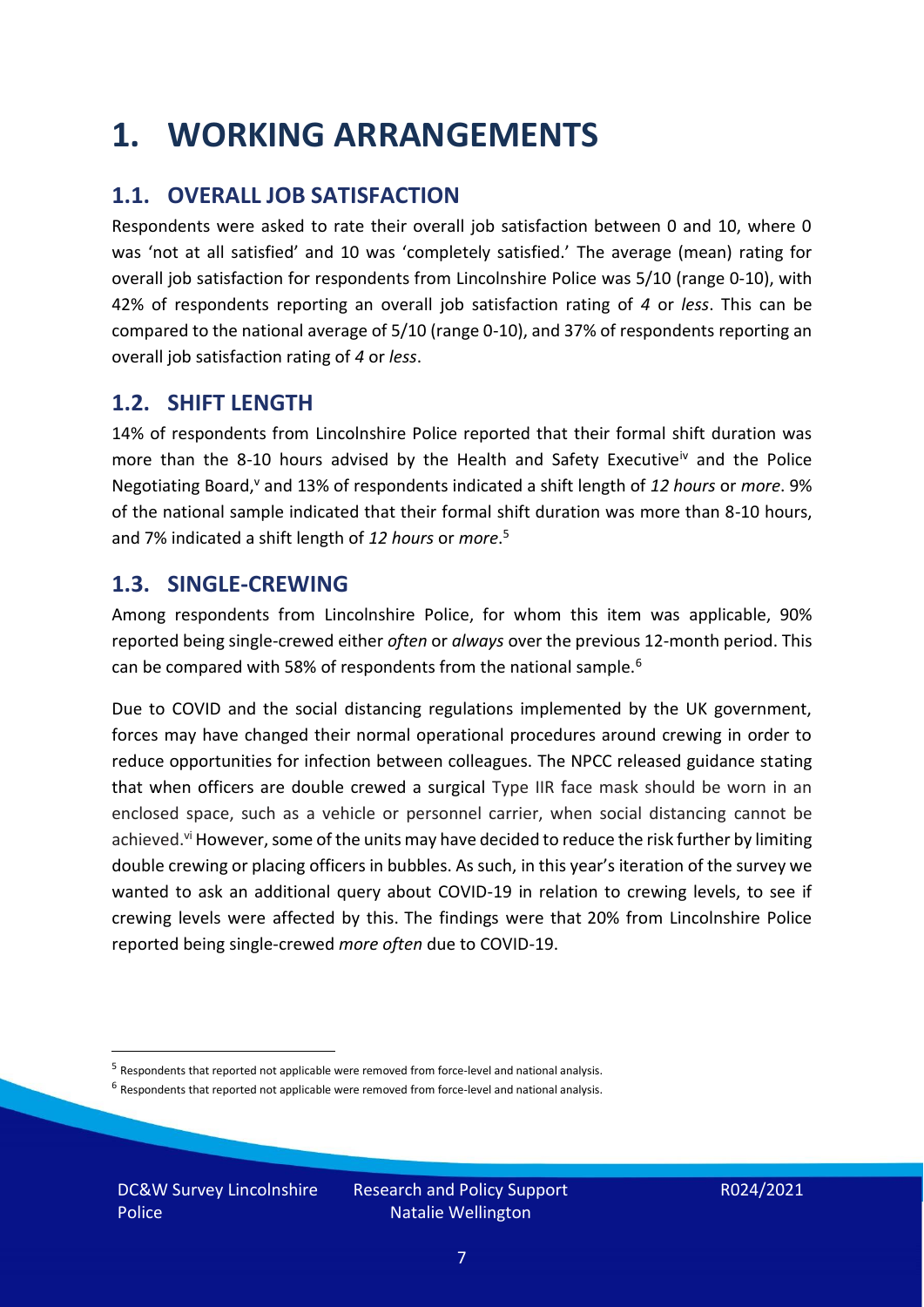# 1. WORKING ARRANGEMENTS

## 1.1. OVERALL JOB SATISFACTION

Respondents were asked to rate their overall job satisfaction between 0 and 10, where 0 was 'not at all satisfied' and 10 was 'completely satisfied.' The average (mean) rating for overall job satisfaction for respondents from Lincolnshire Police was 5/10 (range 0-10), with 42% of respondents reporting an overall job satisfaction rating of *4* or *less*. This can be compared to the national average of 5/10 (range 0-10), and 37% of respondents reporting an overall job satisfaction rating of *4* or *less*.

## 1.2. SHIFT LENGTH

14% of respondents from Lincolnshire Police reported that their formal shift duration was more than the 8-10 hours advised by the Health and Safety Executive[iv] and the Police Negotiating Board,[v] and 13% of respondents indicated a shift length of *12 hours* or *more*. 9% of the national sample indicated that their formal shift duration was more than 8-10 hours, and 7% indicated a shift length of *12 hours* or *more*.[5]

## 1.3. SINGLE-CREWING

Among respondents from Lincolnshire Police, for whom this item was applicable, 90% reported being single-crewed either *often* or *always* over the previous 12-month period. This can be compared with 58% of respondents from the national sample.[6]

Due to COVID and the social distancing regulations implemented by the UK government, forces may have changed their normal operational procedures around crewing in order to reduce opportunities for infection between colleagues. The NPCC released guidance stating that when officers are double crewed a surgical Type IIR face mask should be worn in an enclosed space, such as a vehicle or personnel carrier, when social distancing cannot be achieved.[vi] However, some of the units may have decided to reduce the risk further by limiting double crewing or placing officers in bubbles. As such, in this year's iteration of the survey we wanted to ask an additional query about COVID-19 in relation to crewing levels, to see if crewing levels were affected by this. The findings were that 20% from Lincolnshire Police reported being single-crewed *more often* due to COVID-19.

[5] Respondents that reported not applicable were removed from force-level and national analysis.

[6] Respondents that reported not applicable were removed from force-level and national analysis.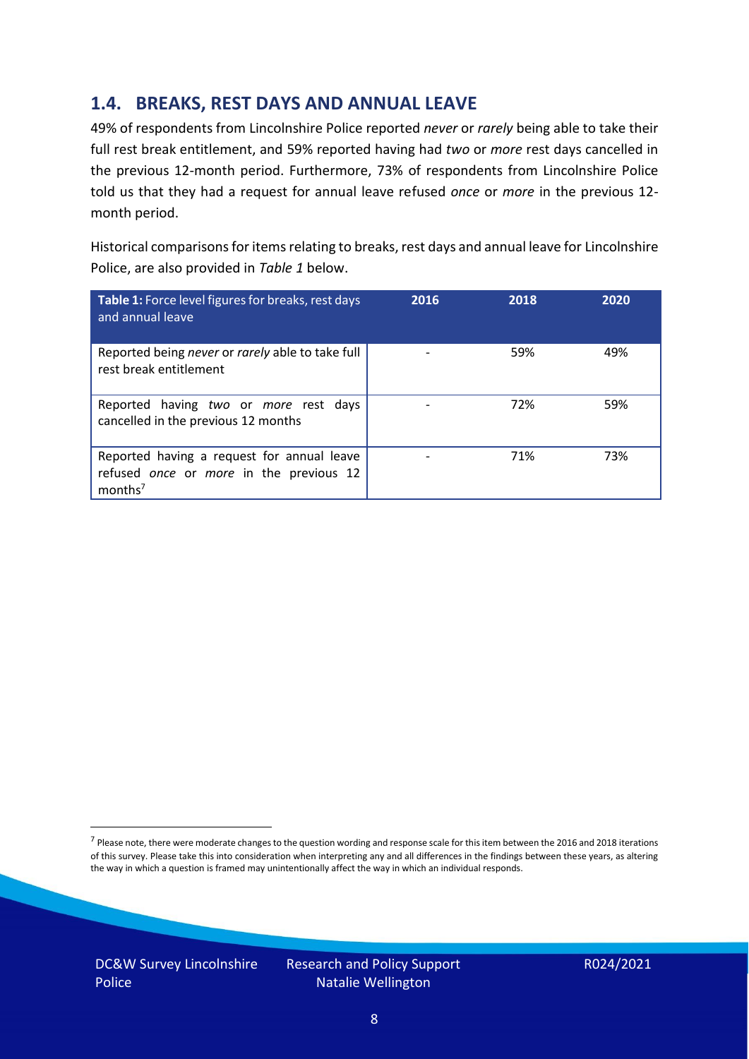## 1.4. BREAKS, REST DAYS AND ANNUAL LEAVE

49% of respondents from Lincolnshire Police reported *never* or *rarely* being able to take their full rest break entitlement, and 59% reported having had *two* or *more* rest days cancelled in the previous 12-month period. Furthermore, 73% of respondents from Lincolnshire Police told us that they had a request for annual leave refused *once* or *more* in the previous 12-month period.

Historical comparisons for items relating to breaks, rest days and annual leave for Lincolnshire Police, are also provided in *Table 1* below.

| **Table 1:** Force level figures for breaks, rest days and annual leave | 2016 | 2018 | 2020 |
|---|---|---|---|
| Reported being *never* or *rarely* able to take full rest break entitlement | - | 59% | 49% |
| Reported having *two* or *more* rest days cancelled in the previous 12 months | - | 72% | 59% |
| Reported having a request for annual leave refused *once* or *more* in the previous 12 months[7] | - | 71% | 73% |

[7] Please note, there were moderate changes to the question wording and response scale for this item between the 2016 and 2018 iterations of this survey. Please take this into consideration when interpreting any and all differences in the findings between these years, as altering the way in which a question is framed may unintentionally affect the way in which an individual responds.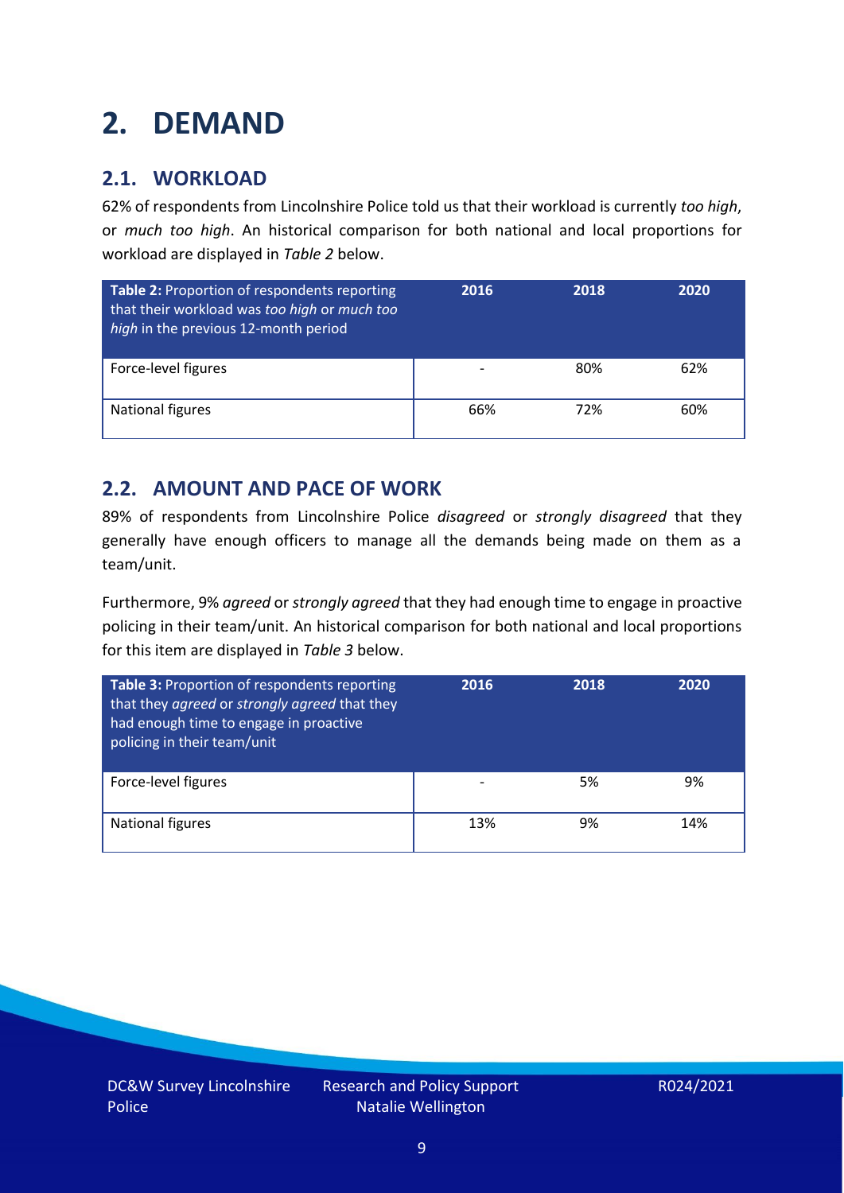# 2. DEMAND

## 2.1. WORKLOAD

62% of respondents from Lincolnshire Police told us that their workload is currently *too high*, or *much too high*. An historical comparison for both national and local proportions for workload are displayed in *Table 2* below.

| **Table 2:** Proportion of respondents reporting that their workload was *too high* or *much too high* in the previous 12-month period | 2016 | 2018 | 2020 |
|---|---|---|---|
| Force-level figures | - | 80% | 62% |
| National figures | 66% | 72% | 60% |

## 2.2. AMOUNT AND PACE OF WORK

89% of respondents from Lincolnshire Police *disagreed* or *strongly disagreed* that they generally have enough officers to manage all the demands being made on them as a team/unit.

Furthermore, 9% *agreed* or *strongly agreed* that they had enough time to engage in proactive policing in their team/unit. An historical comparison for both national and local proportions for this item are displayed in *Table 3* below.

| **Table 3:** Proportion of respondents reporting that they *agreed* or *strongly agreed* that they had enough time to engage in proactive policing in their team/unit | 2016 | 2018 | 2020 |
|---|---|---|---|
| Force-level figures | - | 5% | 9% |
| National figures | 13% | 9% | 14% |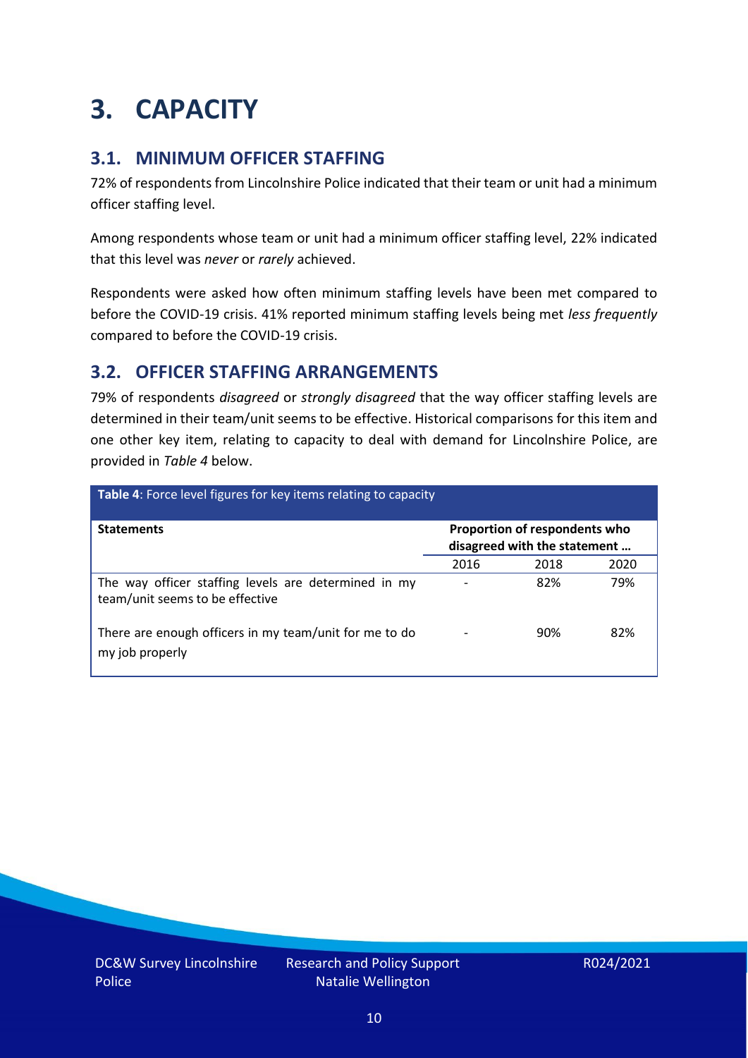# 3. CAPACITY

## 3.1. MINIMUM OFFICER STAFFING

72% of respondents from Lincolnshire Police indicated that their team or unit had a minimum officer staffing level.

Among respondents whose team or unit had a minimum officer staffing level, 22% indicated that this level was *never* or *rarely* achieved.

Respondents were asked how often minimum staffing levels have been met compared to before the COVID-19 crisis. 41% reported minimum staffing levels being met *less frequently* compared to before the COVID-19 crisis.

## 3.2. OFFICER STAFFING ARRANGEMENTS

79% of respondents *disagreed* or *strongly disagreed* that the way officer staffing levels are determined in their team/unit seems to be effective. Historical comparisons for this item and one other key item, relating to capacity to deal with demand for Lincolnshire Police, are provided in *Table 4* below.

**Table 4**: Force level figures for key items relating to capacity

| Statements | Proportion of respondents who disagreed with the statement … | | |
|---|---|---|---|
| | 2016 | 2018 | 2020 |
| The way officer staffing levels are determined in my team/unit seems to be effective | - | 82% | 79% |
| There are enough officers in my team/unit for me to do my job properly | - | 90% | 82% |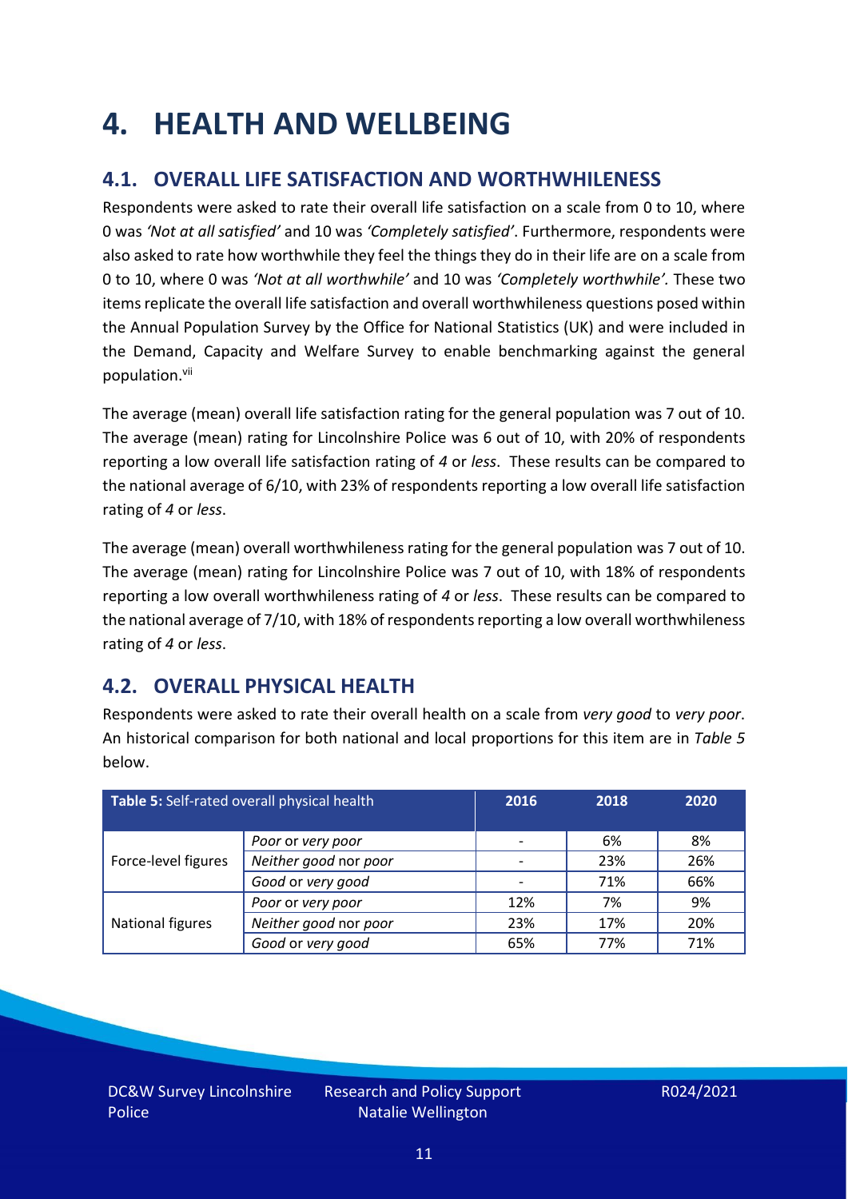# 4. HEALTH AND WELLBEING

## 4.1. OVERALL LIFE SATISFACTION AND WORTHWHILENESS

Respondents were asked to rate their overall life satisfaction on a scale from 0 to 10, where 0 was *'Not at all satisfied'* and 10 was *'Completely satisfied'*. Furthermore, respondents were also asked to rate how worthwhile they feel the things they do in their life are on a scale from 0 to 10, where 0 was *'Not at all worthwhile'* and 10 was *'Completely worthwhile'.* These two items replicate the overall life satisfaction and overall worthwhileness questions posed within the Annual Population Survey by the Office for National Statistics (UK) and were included in the Demand, Capacity and Welfare Survey to enable benchmarking against the general population.[vii]

The average (mean) overall life satisfaction rating for the general population was 7 out of 10. The average (mean) rating for Lincolnshire Police was 6 out of 10, with 20% of respondents reporting a low overall life satisfaction rating of *4* or *less*. These results can be compared to the national average of 6/10, with 23% of respondents reporting a low overall life satisfaction rating of *4* or *less*.

The average (mean) overall worthwhileness rating for the general population was 7 out of 10. The average (mean) rating for Lincolnshire Police was 7 out of 10, with 18% of respondents reporting a low overall worthwhileness rating of *4* or *less*. These results can be compared to the national average of 7/10, with 18% of respondents reporting a low overall worthwhileness rating of *4* or *less*.

## 4.2. OVERALL PHYSICAL HEALTH

Respondents were asked to rate their overall health on a scale from *very good* to *very poor*. An historical comparison for both national and local proportions for this item are in *Table 5* below.

| **Table 5:** Self-rated overall physical health | | 2016 | 2018 | 2020 |
|---|---|---|---|---|
| Force-level figures | *Poor* or *very poor* | - | 6% | 8% |
| | *Neither good* nor *poor* | - | 23% | 26% |
| | *Good* or *very good* | - | 71% | 66% |
| National figures | *Poor* or *very poor* | 12% | 7% | 9% |
| | *Neither good* nor *poor* | 23% | 17% | 20% |
| | *Good* or *very good* | 65% | 77% | 71% |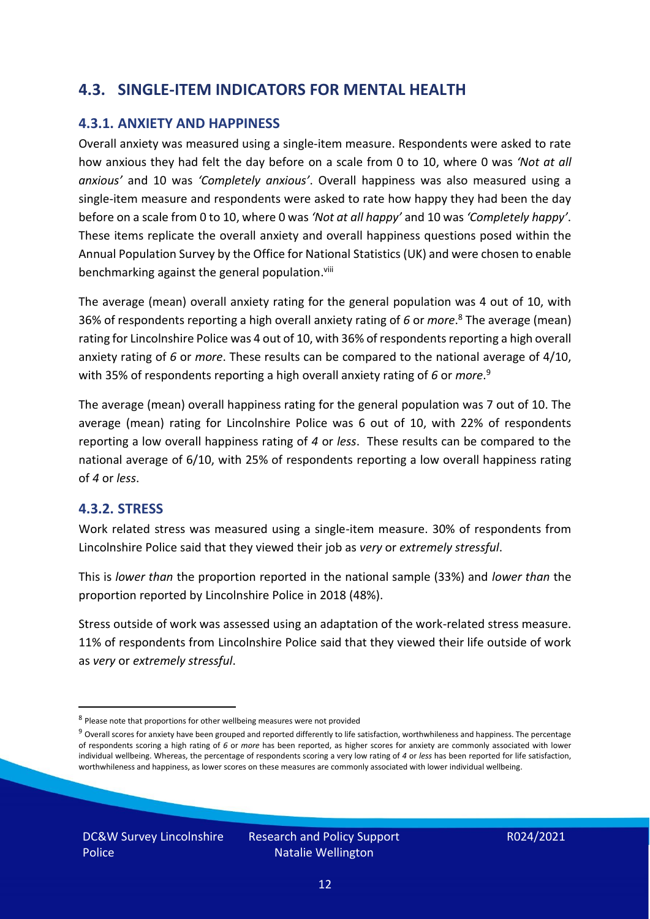## 4.3. SINGLE-ITEM INDICATORS FOR MENTAL HEALTH

### 4.3.1. ANXIETY AND HAPPINESS

Overall anxiety was measured using a single-item measure. Respondents were asked to rate how anxious they had felt the day before on a scale from 0 to 10, where 0 was *'Not at all anxious'* and 10 was *'Completely anxious'*. Overall happiness was also measured using a single-item measure and respondents were asked to rate how happy they had been the day before on a scale from 0 to 10, where 0 was *'Not at all happy'* and 10 was *'Completely happy'*. These items replicate the overall anxiety and overall happiness questions posed within the Annual Population Survey by the Office for National Statistics (UK) and were chosen to enable benchmarking against the general population.[viii]

The average (mean) overall anxiety rating for the general population was 4 out of 10, with 36% of respondents reporting a high overall anxiety rating of *6* or *more*.[8] The average (mean) rating for Lincolnshire Police was 4 out of 10, with 36% of respondents reporting a high overall anxiety rating of *6* or *more*. These results can be compared to the national average of 4/10, with 35% of respondents reporting a high overall anxiety rating of *6* or *more*.[9]

The average (mean) overall happiness rating for the general population was 7 out of 10. The average (mean) rating for Lincolnshire Police was 6 out of 10, with 22% of respondents reporting a low overall happiness rating of *4* or *less*. These results can be compared to the national average of 6/10, with 25% of respondents reporting a low overall happiness rating of *4* or *less*.

### 4.3.2. STRESS

Work related stress was measured using a single-item measure. 30% of respondents from Lincolnshire Police said that they viewed their job as *very* or *extremely stressful*.

This is *lower than* the proportion reported in the national sample (33%) and *lower than* the proportion reported by Lincolnshire Police in 2018 (48%).

Stress outside of work was assessed using an adaptation of the work-related stress measure. 11% of respondents from Lincolnshire Police said that they viewed their life outside of work as *very* or *extremely stressful*.

---

[8] Please note that proportions for other wellbeing measures were not provided

[9] Overall scores for anxiety have been grouped and reported differently to life satisfaction, worthwhileness and happiness. The percentage of respondents scoring a high rating of *6* or *more* has been reported, as higher scores for anxiety are commonly associated with lower individual wellbeing. Whereas, the percentage of respondents scoring a very low rating of *4* or *less* has been reported for life satisfaction, worthwhileness and happiness, as lower scores on these measures are commonly associated with lower individual wellbeing.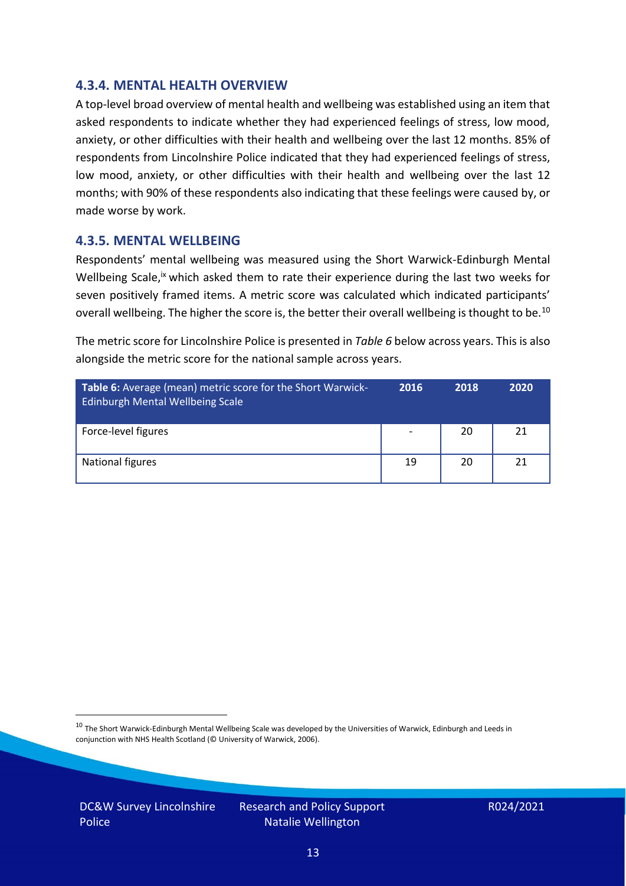### 4.3.4. MENTAL HEALTH OVERVIEW

A top-level broad overview of mental health and wellbeing was established using an item that asked respondents to indicate whether they had experienced feelings of stress, low mood, anxiety, or other difficulties with their health and wellbeing over the last 12 months. 85% of respondents from Lincolnshire Police indicated that they had experienced feelings of stress, low mood, anxiety, or other difficulties with their health and wellbeing over the last 12 months; with 90% of these respondents also indicating that these feelings were caused by, or made worse by work.

### 4.3.5. MENTAL WELLBEING

Respondents' mental wellbeing was measured using the Short Warwick-Edinburgh Mental Wellbeing Scale,[ix] which asked them to rate their experience during the last two weeks for seven positively framed items. A metric score was calculated which indicated participants' overall wellbeing. The higher the score is, the better their overall wellbeing is thought to be.[10]

The metric score for Lincolnshire Police is presented in *Table 6* below across years. This is also alongside the metric score for the national sample across years.

| **Table 6:** Average (mean) metric score for the Short Warwick-Edinburgh Mental Wellbeing Scale | 2016 | 2018 | 2020 |
|---|---|---|---|
| Force-level figures | - | 20 | 21 |
| National figures | 19 | 20 | 21 |

[10] The Short Warwick-Edinburgh Mental Wellbeing Scale was developed by the Universities of Warwick, Edinburgh and Leeds in conjunction with NHS Health Scotland (© University of Warwick, 2006).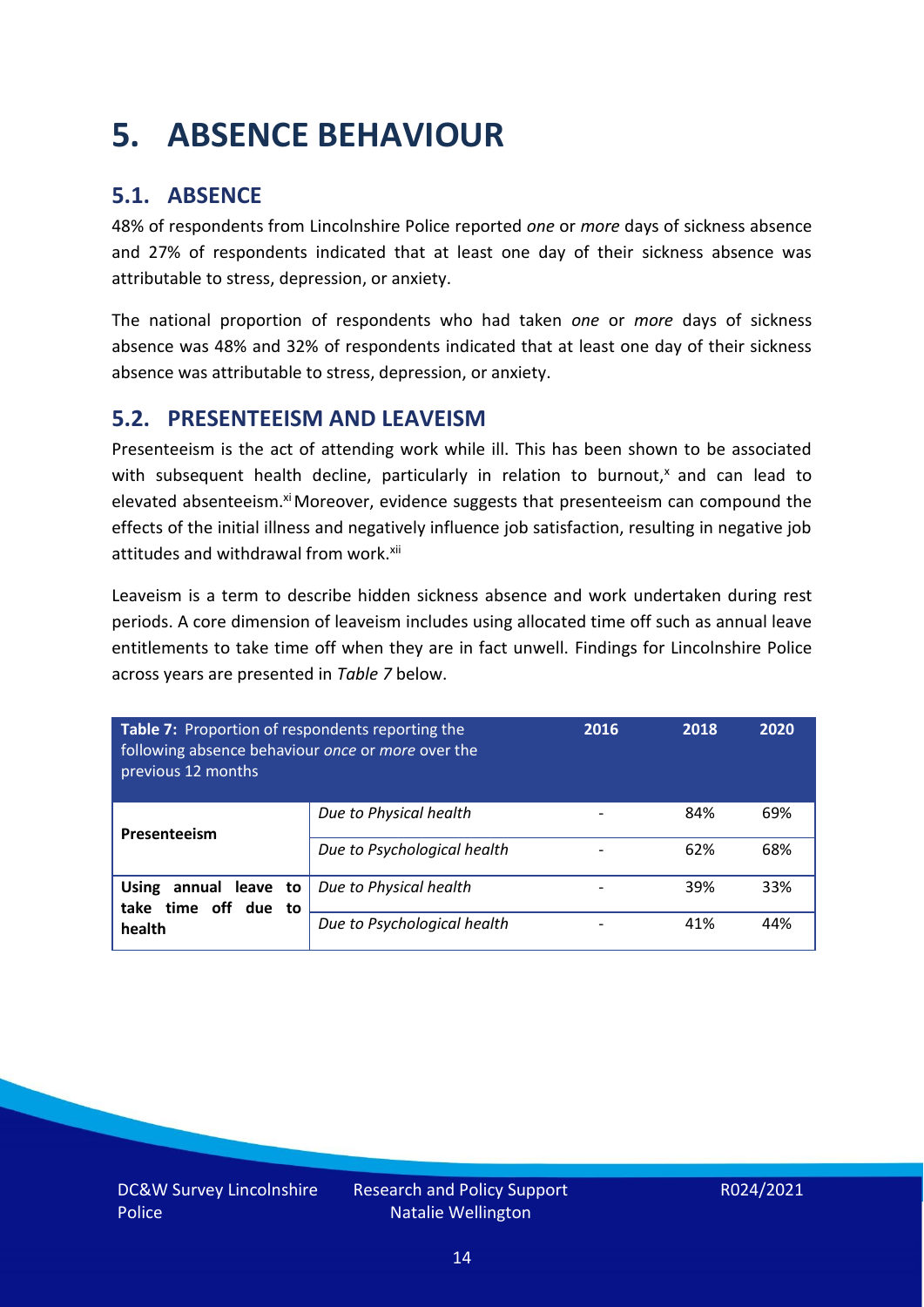# 5. ABSENCE BEHAVIOUR

## 5.1. ABSENCE

48% of respondents from Lincolnshire Police reported *one* or *more* days of sickness absence and 27% of respondents indicated that at least one day of their sickness absence was attributable to stress, depression, or anxiety.

The national proportion of respondents who had taken *one* or *more* days of sickness absence was 48% and 32% of respondents indicated that at least one day of their sickness absence was attributable to stress, depression, or anxiety.

## 5.2. PRESENTEEISM AND LEAVEISM

Presenteeism is the act of attending work while ill. This has been shown to be associated with subsequent health decline, particularly in relation to burnout,[x] and can lead to elevated absenteeism.[xi] Moreover, evidence suggests that presenteeism can compound the effects of the initial illness and negatively influence job satisfaction, resulting in negative job attitudes and withdrawal from work.[xii]

Leaveism is a term to describe hidden sickness absence and work undertaken during rest periods. A core dimension of leaveism includes using allocated time off such as annual leave entitlements to take time off when they are in fact unwell. Findings for Lincolnshire Police across years are presented in *Table 7* below.

| **Table 7:** Proportion of respondents reporting the following absence behaviour *once* or *more* over the previous 12 months | | 2016 | 2018 | 2020 |
|---|---|---|---|---|
| **Presenteeism** | *Due to Physical health* | - | 84% | 69% |
| | *Due to Psychological health* | - | 62% | 68% |
| **Using annual leave to take time off due to health** | *Due to Physical health* | - | 39% | 33% |
| | *Due to Psychological health* | - | 41% | 44% |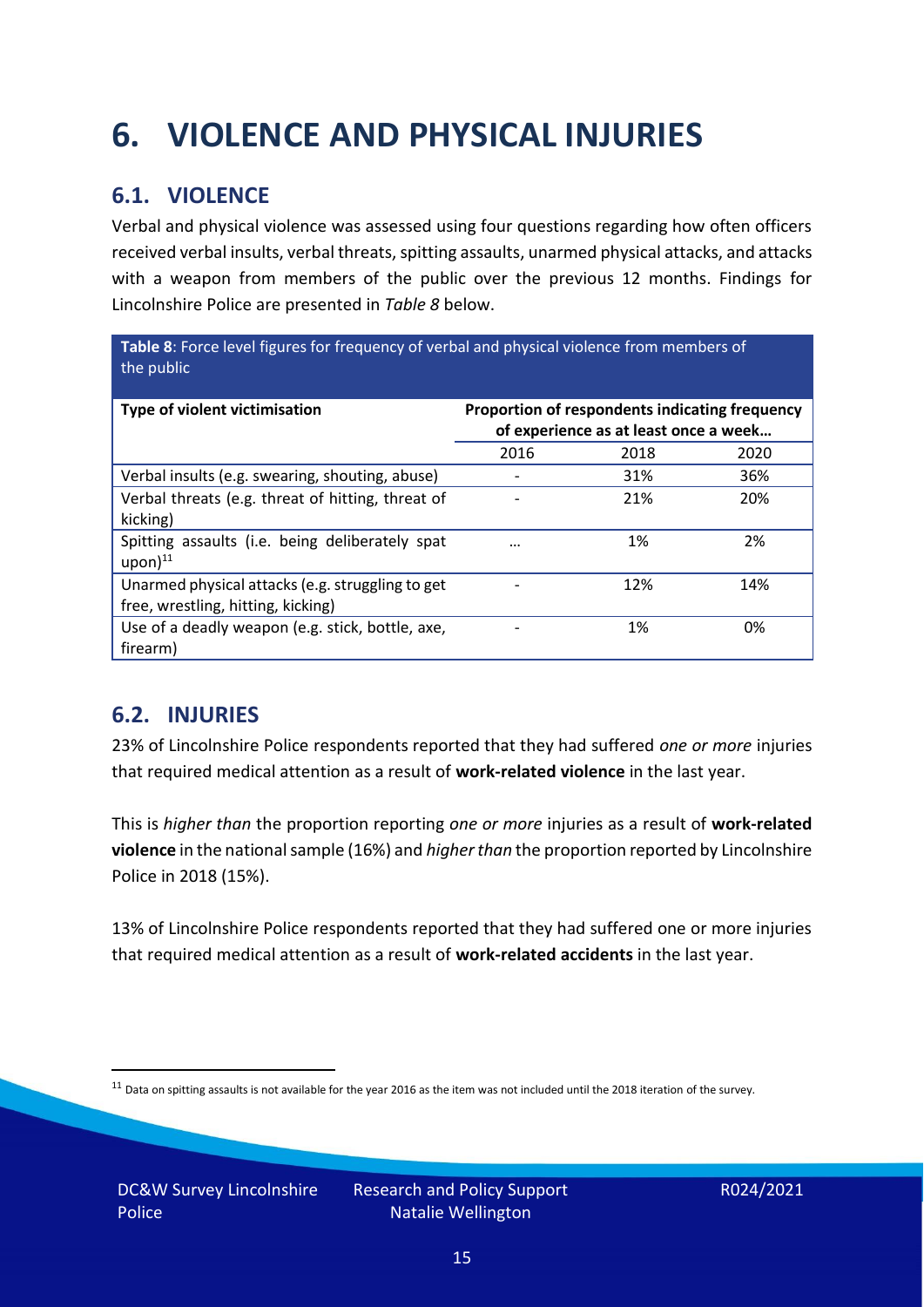# 6. VIOLENCE AND PHYSICAL INJURIES

## 6.1. VIOLENCE

Verbal and physical violence was assessed using four questions regarding how often officers received verbal insults, verbal threats, spitting assaults, unarmed physical attacks, and attacks with a weapon from members of the public over the previous 12 months. Findings for Lincolnshire Police are presented in *Table 8* below.

**Table 8**: Force level figures for frequency of verbal and physical violence from members of the public

| Type of violent victimisation | Proportion of respondents indicating frequency of experience as at least once a week… | | |
|---|---|---|---|
| | 2016 | 2018 | 2020 |
| Verbal insults (e.g. swearing, shouting, abuse) | - | 31% | 36% |
| Verbal threats (e.g. threat of hitting, threat of kicking) | - | 21% | 20% |
| Spitting assaults (i.e. being deliberately spat upon)[11] | … | 1% | 2% |
| Unarmed physical attacks (e.g. struggling to get free, wrestling, hitting, kicking) | - | 12% | 14% |
| Use of a deadly weapon (e.g. stick, bottle, axe, firearm) | - | 1% | 0% |

## 6.2. INJURIES

23% of Lincolnshire Police respondents reported that they had suffered *one or more* injuries that required medical attention as a result of **work-related violence** in the last year.

This is *higher than* the proportion reporting *one or more* injuries as a result of **work-related violence** in the national sample (16%) and *higher than* the proportion reported by Lincolnshire Police in 2018 (15%).

13% of Lincolnshire Police respondents reported that they had suffered one or more injuries that required medical attention as a result of **work-related accidents** in the last year.

[11] Data on spitting assaults is not available for the year 2016 as the item was not included until the 2018 iteration of the survey.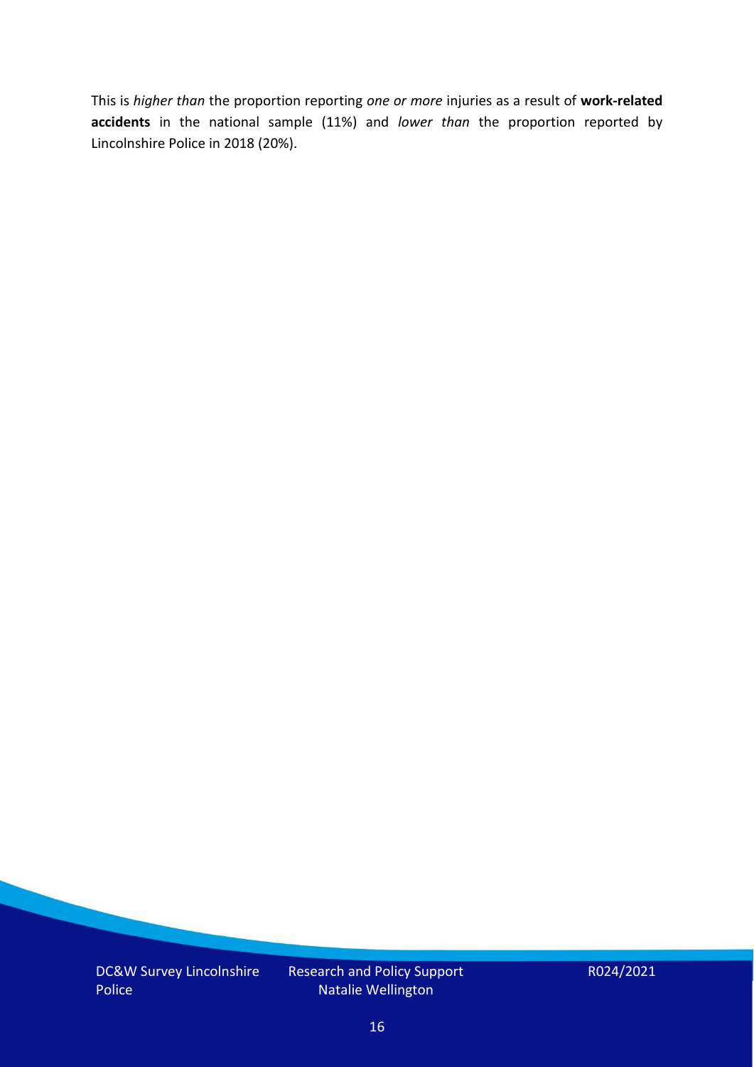This is *higher than* the proportion reporting *one or more* injuries as a result of **work-related accidents** in the national sample (11%) and *lower than* the proportion reported by Lincolnshire Police in 2018 (20%).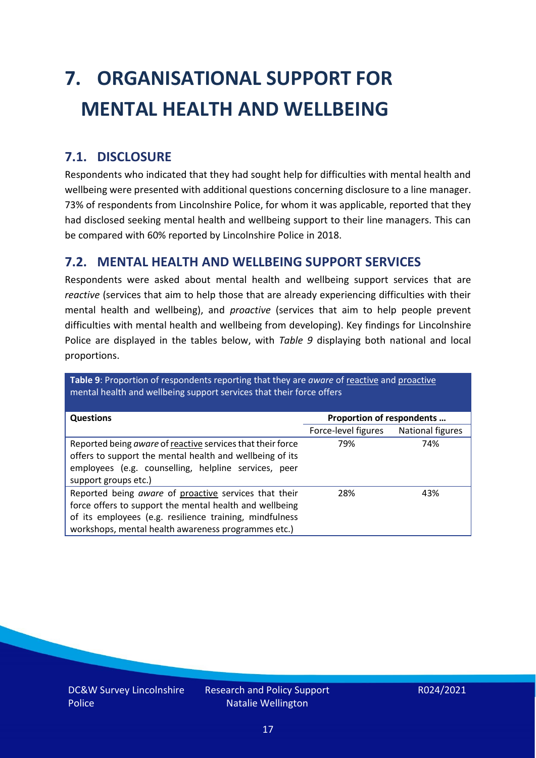# 7. ORGANISATIONAL SUPPORT FOR MENTAL HEALTH AND WELLBEING

## 7.1. DISCLOSURE

Respondents who indicated that they had sought help for difficulties with mental health and wellbeing were presented with additional questions concerning disclosure to a line manager. 73% of respondents from Lincolnshire Police, for whom it was applicable, reported that they had disclosed seeking mental health and wellbeing support to their line managers. This can be compared with 60% reported by Lincolnshire Police in 2018.

## 7.2. MENTAL HEALTH AND WELLBEING SUPPORT SERVICES

Respondents were asked about mental health and wellbeing support services that are *reactive* (services that aim to help those that are already experiencing difficulties with their mental health and wellbeing), and *proactive* (services that aim to help people prevent difficulties with mental health and wellbeing from developing). Key findings for Lincolnshire Police are displayed in the tables below, with *Table 9* displaying both national and local proportions.

**Table 9**: Proportion of respondents reporting that they are *aware* of reactive and proactive mental health and wellbeing support services that their force offers

| Questions | Proportion of respondents … | |
|---|---|---|
| | Force-level figures | National figures |
| Reported being *aware* of reactive services that their force offers to support the mental health and wellbeing of its employees (e.g. counselling, helpline services, peer support groups etc.) | 79% | 74% |
| Reported being *aware* of proactive services that their force offers to support the mental health and wellbeing of its employees (e.g. resilience training, mindfulness workshops, mental health awareness programmes etc.) | 28% | 43% |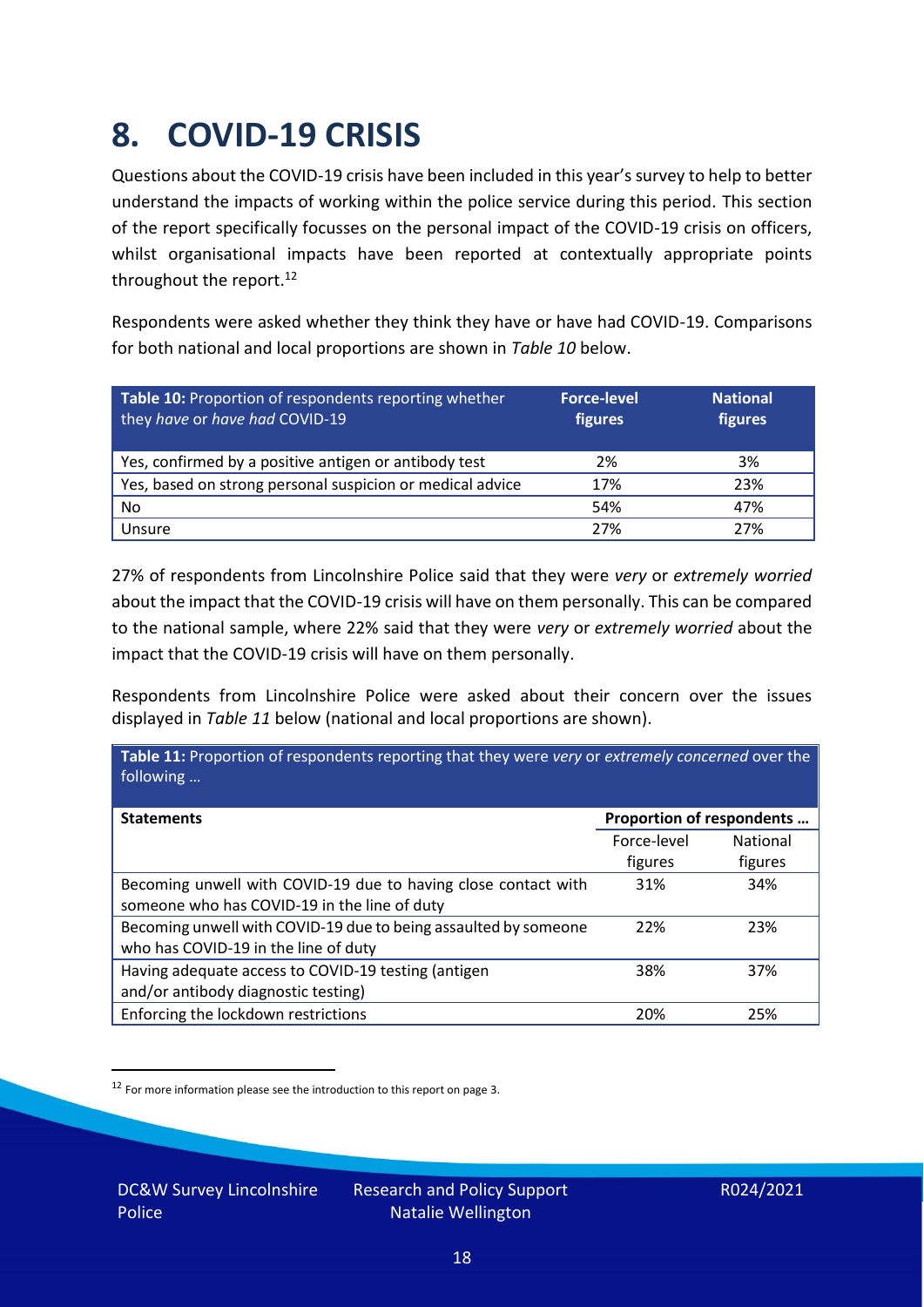# 8. COVID-19 CRISIS

Questions about the COVID-19 crisis have been included in this year's survey to help to better understand the impacts of working within the police service during this period. This section of the report specifically focusses on the personal impact of the COVID-19 crisis on officers, whilst organisational impacts have been reported at contextually appropriate points throughout the report.[12]

Respondents were asked whether they think they have or have had COVID-19. Comparisons for both national and local proportions are shown in *Table 10* below.

| **Table 10:** Proportion of respondents reporting whether they *have* or *have had* COVID-19 | **Force-level figures** | **National figures** |
|---|---|---|
| Yes, confirmed by a positive antigen or antibody test | 2% | 3% |
| Yes, based on strong personal suspicion or medical advice | 17% | 23% |
| No | 54% | 47% |
| Unsure | 27% | 27% |

27% of respondents from Lincolnshire Police said that they were *very* or *extremely worried* about the impact that the COVID-19 crisis will have on them personally. This can be compared to the national sample, where 22% said that they were *very* or *extremely worried* about the impact that the COVID-19 crisis will have on them personally.

Respondents from Lincolnshire Police were asked about their concern over the issues displayed in *Table 11* below (national and local proportions are shown).

**Table 11:** Proportion of respondents reporting that they were *very* or *extremely concerned* over the following …

| **Statements** | **Proportion of respondents …** | |
|---|---|---|
| | Force-level figures | National figures |
| Becoming unwell with COVID-19 due to having close contact with someone who has COVID-19 in the line of duty | 31% | 34% |
| Becoming unwell with COVID-19 due to being assaulted by someone who has COVID-19 in the line of duty | 22% | 23% |
| Having adequate access to COVID-19 testing (antigen and/or antibody diagnostic testing) | 38% | 37% |
| Enforcing the lockdown restrictions | 20% | 25% |

[12] For more information please see the introduction to this report on page 3.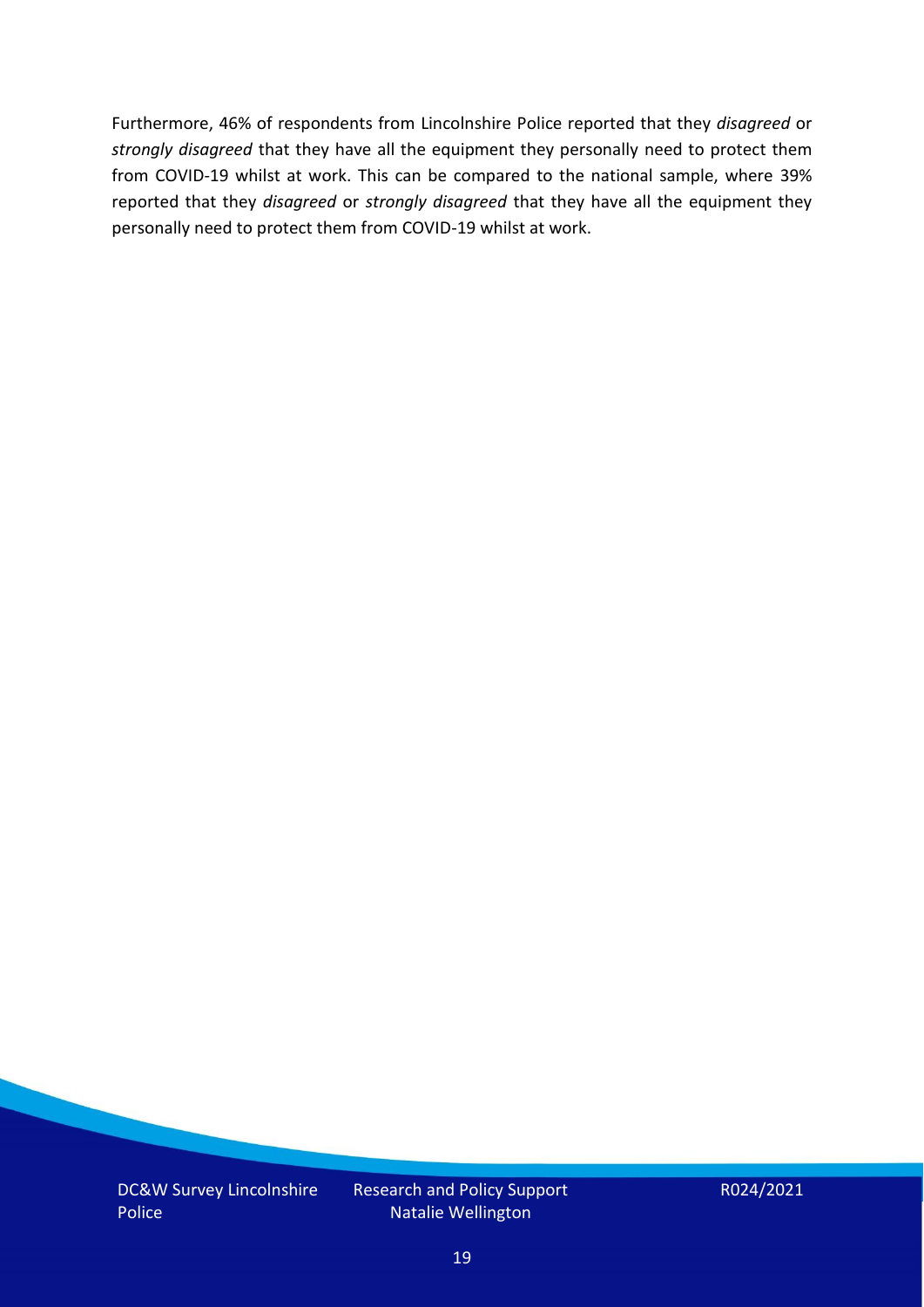Furthermore, 46% of respondents from Lincolnshire Police reported that they *disagreed* or *strongly disagreed* that they have all the equipment they personally need to protect them from COVID-19 whilst at work. This can be compared to the national sample, where 39% reported that they *disagreed* or *strongly disagreed* that they have all the equipment they personally need to protect them from COVID-19 whilst at work.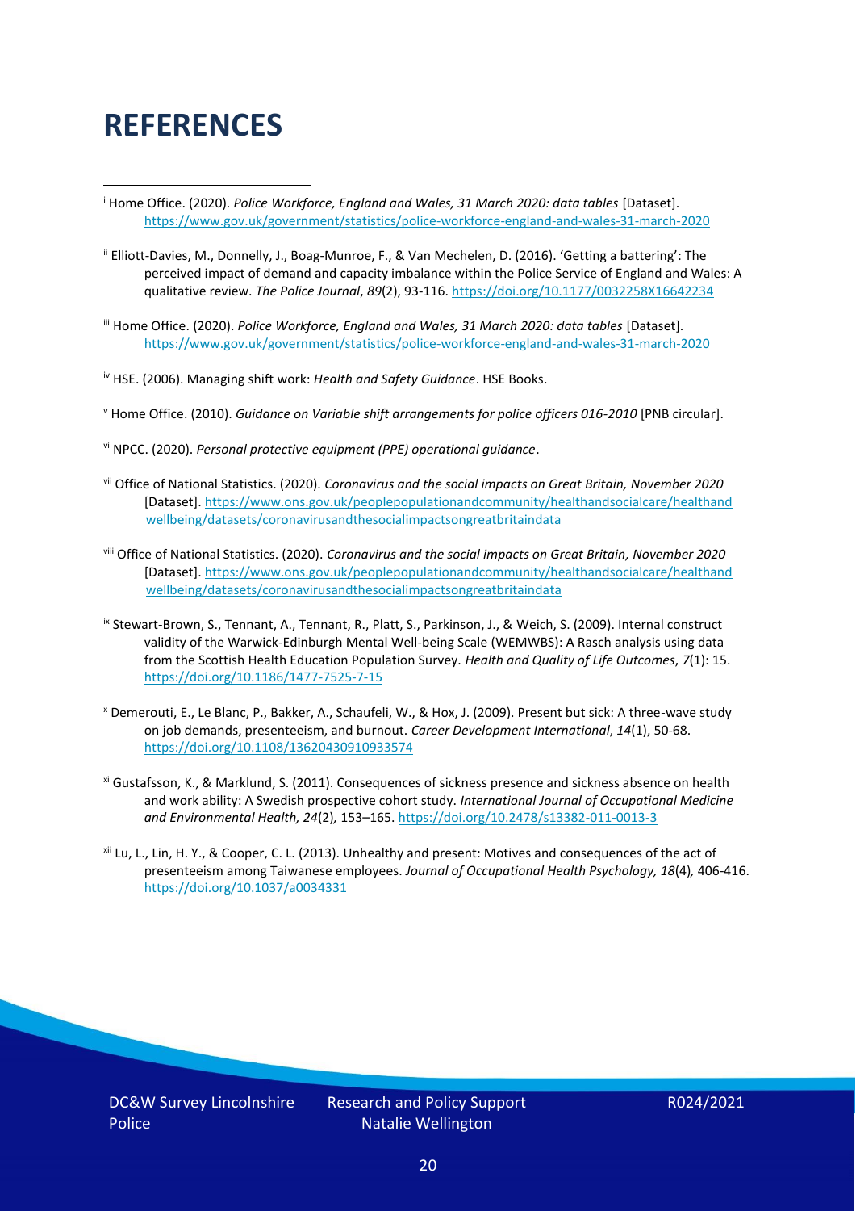# REFERENCES

[i] Home Office. (2020). *Police Workforce, England and Wales, 31 March 2020: data tables* [Dataset]. https://www.gov.uk/government/statistics/police-workforce-england-and-wales-31-march-2020

[ii] Elliott-Davies, M., Donnelly, J., Boag-Munroe, F., & Van Mechelen, D. (2016). 'Getting a battering': The perceived impact of demand and capacity imbalance within the Police Service of England and Wales: A qualitative review. *The Police Journal*, *89*(2), 93-116. https://doi.org/10.1177/0032258X16642234

[iii] Home Office. (2020). *Police Workforce, England and Wales, 31 March 2020: data tables* [Dataset]. https://www.gov.uk/government/statistics/police-workforce-england-and-wales-31-march-2020

[iv] HSE. (2006). Managing shift work: *Health and Safety Guidance*. HSE Books.

[v] Home Office. (2010). *Guidance on Variable shift arrangements for police officers 016-2010* [PNB circular].

[vi] NPCC. (2020). *Personal protective equipment (PPE) operational guidance*.

[vii] Office of National Statistics. (2020). *Coronavirus and the social impacts on Great Britain, November 2020* [Dataset]. https://www.ons.gov.uk/peoplepopulationandcommunity/healthandsocialcare/healthandwellbeing/datasets/coronavirusandthesocialimpactsongreatbritaindata

[viii] Office of National Statistics. (2020). *Coronavirus and the social impacts on Great Britain, November 2020* [Dataset]. https://www.ons.gov.uk/peoplepopulationandcommunity/healthandsocialcare/healthandwellbeing/datasets/coronavirusandthesocialimpactsongreatbritaindata

[ix] Stewart-Brown, S., Tennant, A., Tennant, R., Platt, S., Parkinson, J., & Weich, S. (2009). Internal construct validity of the Warwick-Edinburgh Mental Well-being Scale (WEMWBS): A Rasch analysis using data from the Scottish Health Education Population Survey. *Health and Quality of Life Outcomes*, *7*(1): 15. https://doi.org/10.1186/1477-7525-7-15

[x] Demerouti, E., Le Blanc, P., Bakker, A., Schaufeli, W., & Hox, J. (2009). Present but sick: A three-wave study on job demands, presenteeism, and burnout. *Career Development International*, *14*(1), 50-68. https://doi.org/10.1108/13620430910933574

[xi] Gustafsson, K., & Marklund, S. (2011). Consequences of sickness presence and sickness absence on health and work ability: A Swedish prospective cohort study. *International Journal of Occupational Medicine and Environmental Health, 24*(2)*,* 153–165. https://doi.org/10.2478/s13382-011-0013-3

[xii] Lu, L., Lin, H. Y., & Cooper, C. L. (2013). Unhealthy and present: Motives and consequences of the act of presenteeism among Taiwanese employees. *Journal of Occupational Health Psychology, 18*(4)*,* 406-416. https://doi.org/10.1037/a0034331